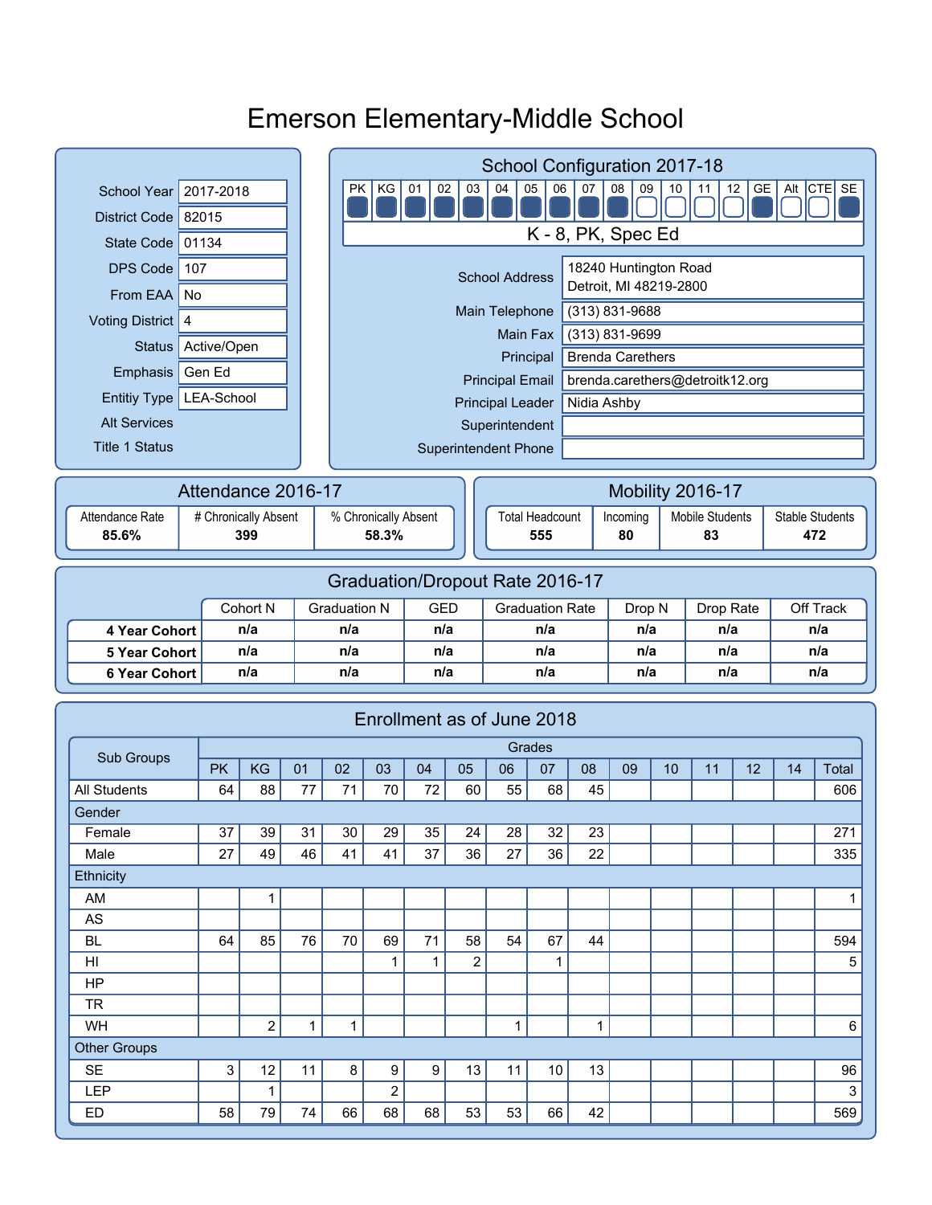# Emerson Elementary-Middle School

| | |
|---|---|
| School Year | 2017-2018 |
| District Code | 82015 |
| State Code | 01134 |
| DPS Code | 107 |
| From EAA | No |
| Voting District | 4 |
| Status | Active/Open |
| Emphasis | Gen Ed |
| Entitiy Type | LEA-School |
| Alt Services | |
| Title 1 Status | |

## School Configuration 2017-18

| PK | KG | 01 | 02 | 03 | 04 | 05 | 06 | 07 | 08 | 09 | 10 | 11 | 12 | GE | Alt | CTE | SE |
|---|---|---|---|---|---|---|---|---|---|---|---|---|---|---|---|---|---|
| ■ | ■ | ■ | ■ | ■ | ■ | ■ | ■ | ■ | ■ | □ | □ | □ | □ | ■ | □ | □ | ■ |

K - 8, PK, Spec Ed

| | |
|---|---|
| School Address | 18240 Huntington Road<br>Detroit, MI 48219-2800 |
| Main Telephone | (313) 831-9688 |
| Main Fax | (313) 831-9699 |
| Principal | Brenda Carethers |
| Principal Email | brenda.carethers@detroitk12.org |
| Principal Leader | Nidia Ashby |
| Superintendent | |
| Superintendent Phone | |

## Attendance 2016-17

| Attendance Rate | # Chronically Absent | % Chronically Absent |
|---|---|---|
| **85.6%** | **399** | **58.3%** |

## Mobility 2016-17

| Total Headcount | Incoming | Mobile Students | Stable Students |
|---|---|---|---|
| **555** | **80** | **83** | **472** |

## Graduation/Dropout Rate 2016-17

| | Cohort N | Graduation N | GED | Graduation Rate | Drop N | Drop Rate | Off Track |
|---|---|---|---|---|---|---|---|
| **4 Year Cohort** | n/a | n/a | n/a | n/a | n/a | n/a | n/a |
| **5 Year Cohort** | n/a | n/a | n/a | n/a | n/a | n/a | n/a |
| **6 Year Cohort** | n/a | n/a | n/a | n/a | n/a | n/a | n/a |

## Enrollment as of June 2018

| Sub Groups | Grades | | | | | | | | | | | | | | |
|---|---|---|---|---|---|---|---|---|---|---|---|---|---|---|---|
| | PK | KG | 01 | 02 | 03 | 04 | 05 | 06 | 07 | 08 | 09 | 10 | 11 | 12 | 14 | Total |
| All Students | 64 | 88 | 77 | 71 | 70 | 72 | 60 | 55 | 68 | 45 | | | | | | 606 |
| Gender | | | | | | | | | | | | | | | | |
| Female | 37 | 39 | 31 | 30 | 29 | 35 | 24 | 28 | 32 | 23 | | | | | | 271 |
| Male | 27 | 49 | 46 | 41 | 41 | 37 | 36 | 27 | 36 | 22 | | | | | | 335 |
| Ethnicity | | | | | | | | | | | | | | | | |
| AM | | 1 | | | | | | | | | | | | | | 1 |
| AS | | | | | | | | | | | | | | | | |
| BL | 64 | 85 | 76 | 70 | 69 | 71 | 58 | 54 | 67 | 44 | | | | | | 594 |
| HI | | | | | 1 | 1 | 2 | | 1 | | | | | | | 5 |
| HP | | | | | | | | | | | | | | | | |
| TR | | | | | | | | | | | | | | | | |
| WH | | 2 | 1 | 1 | | | | 1 | | 1 | | | | | | 6 |
| Other Groups | | | | | | | | | | | | | | | | |
| SE | 3 | 12 | 11 | 8 | 9 | 9 | 13 | 11 | 10 | 13 | | | | | | 96 |
| LEP | | 1 | | | 2 | | | | | | | | | | | 3 |
| ED | 58 | 79 | 74 | 66 | 68 | 68 | 53 | 53 | 66 | 42 | | | | | | 569 |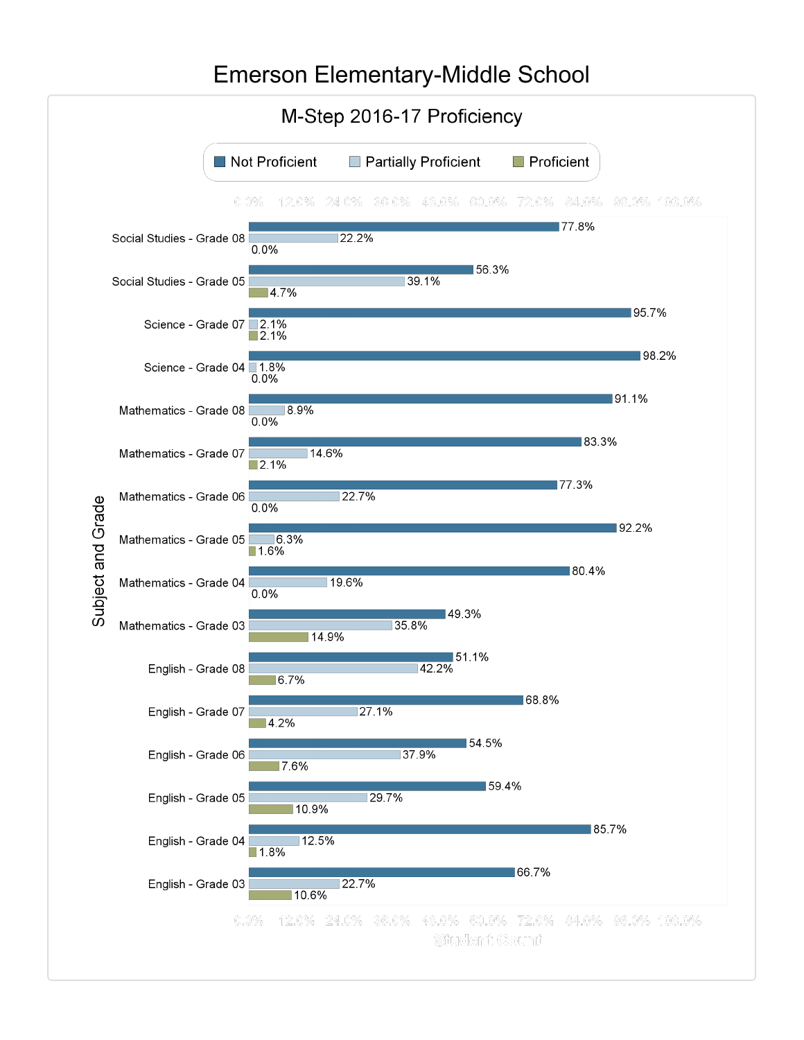# Emerson Elementary-Middle School

## M-Step 2016-17 Proficiency

| Subject and Grade | Not Proficient | Partially Proficient | Proficient |
|---|---|---|---|
| Social Studies - Grade 08 | 77.8% | 22.2% | 0.0% |
| Social Studies - Grade 05 | 56.3% | 39.1% | 4.7% |
| Science - Grade 07 | 95.7% | 2.1% | 2.1% |
| Science - Grade 04 | 98.2% | 1.8% | 0.0% |
| Mathematics - Grade 08 | 91.1% | 8.9% | 0.0% |
| Mathematics - Grade 07 | 83.3% | 14.6% | 2.1% |
| Mathematics - Grade 06 | 77.3% | 22.7% | 0.0% |
| Mathematics - Grade 05 | 92.2% | 6.3% | 1.6% |
| Mathematics - Grade 04 | 80.4% | 19.6% | 0.0% |
| Mathematics - Grade 03 | 49.3% | 35.8% | 14.9% |
| English - Grade 08 | 51.1% | 42.2% | 6.7% |
| English - Grade 07 | 68.8% | 27.1% | 4.2% |
| English - Grade 06 | 54.5% | 37.9% | 7.6% |
| English - Grade 05 | 59.4% | 29.7% | 10.9% |
| English - Grade 04 | 85.7% | 12.5% | 1.8% |
| English - Grade 03 | 66.7% | 22.7% | 10.6% |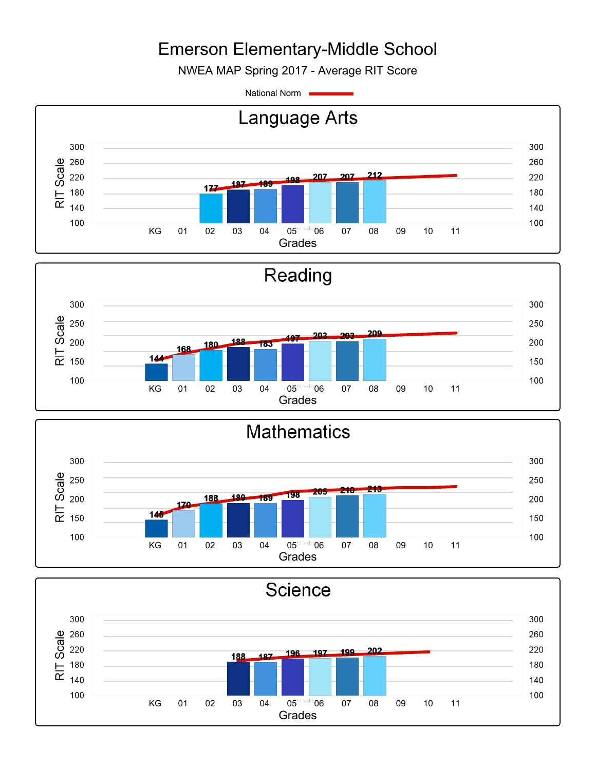# Emerson Elementary-Middle School

NWEA MAP Spring 2017 - Average RIT Score

National Norm

## Language Arts

| Grade | KG | 01 | 02 | 03 | 04 | 05 | 06 | 07 | 08 | 09 | 10 | 11 |
|---|---|---|---|---|---|---|---|---|---|---|---|---|
| RIT Score | | | 177 | 187 | 189 | 198 | 207 | 207 | 212 | | | |

## Reading

| Grade | KG | 01 | 02 | 03 | 04 | 05 | 06 | 07 | 08 | 09 | 10 | 11 |
|---|---|---|---|---|---|---|---|---|---|---|---|---|
| RIT Score | 144 | 168 | 180 | 188 | 183 | 197 | 203 | 203 | 209 | | | |

## Mathematics

| Grade | KG | 01 | 02 | 03 | 04 | 05 | 06 | 07 | 08 | 09 | 10 | 11 |
|---|---|---|---|---|---|---|---|---|---|---|---|---|
| RIT Score | 145 | 170 | 188 | 189 | 189 | 198 | 205 | 210 | 213 | | | |

## Science

| Grade | KG | 01 | 02 | 03 | 04 | 05 | 06 | 07 | 08 | 09 | 10 | 11 |
|---|---|---|---|---|---|---|---|---|---|---|---|---|
| RIT Score | | | | 188 | 187 | 196 | 197 | 199 | 202 | | | |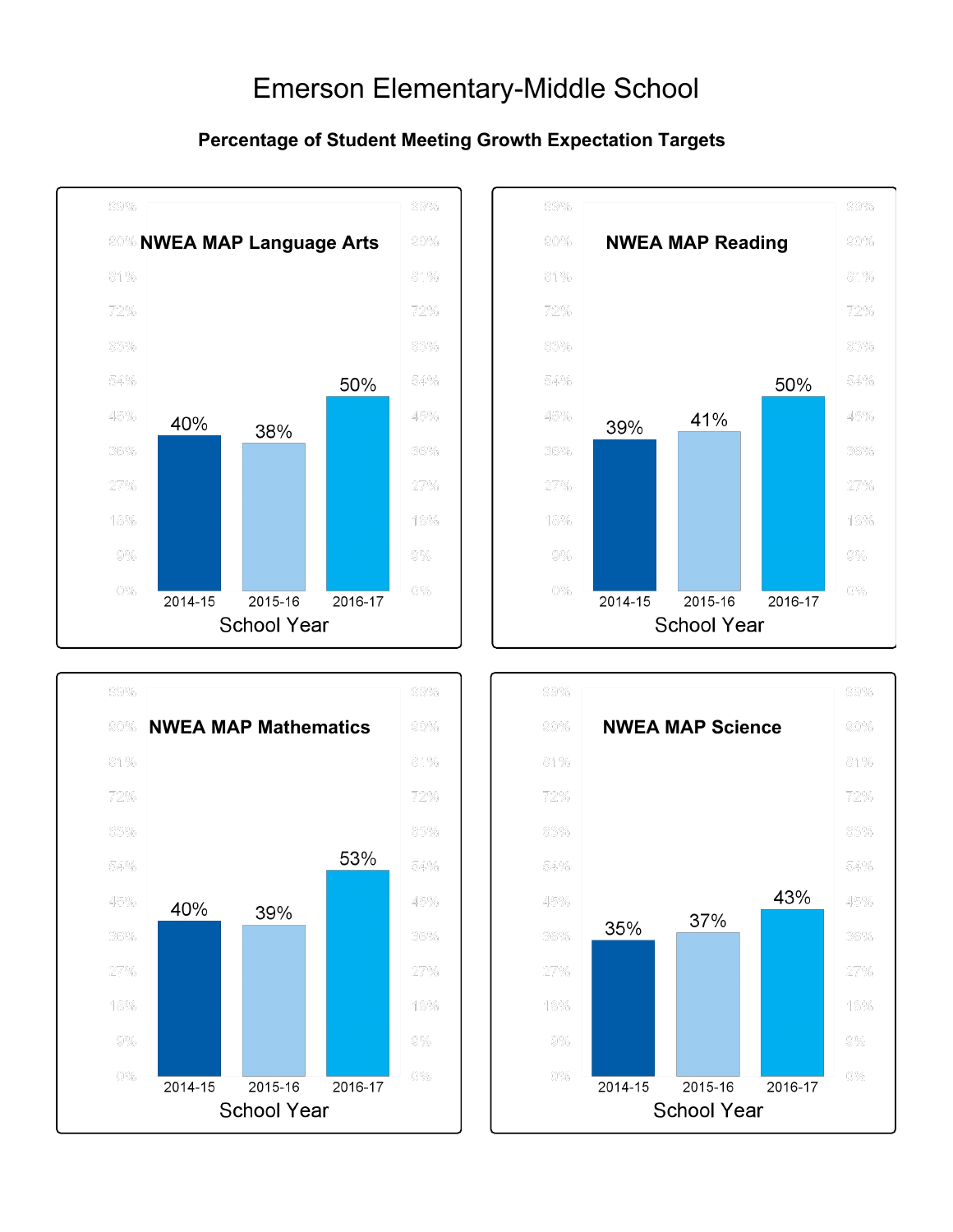# Emerson Elementary-Middle School

**Percentage of Student Meeting Growth Expectation Targets**

**NWEA MAP Language Arts**

40%
38%
50%

2014-15
2015-16
2016-17

School Year

**NWEA MAP Reading**

39%
41%
50%

2014-15
2015-16
2016-17

School Year

**NWEA MAP Mathematics**

40%
39%
53%

2014-15
2015-16
2016-17

School Year

**NWEA MAP Science**

35%
37%
43%

2014-15
2015-16
2016-17

School Year